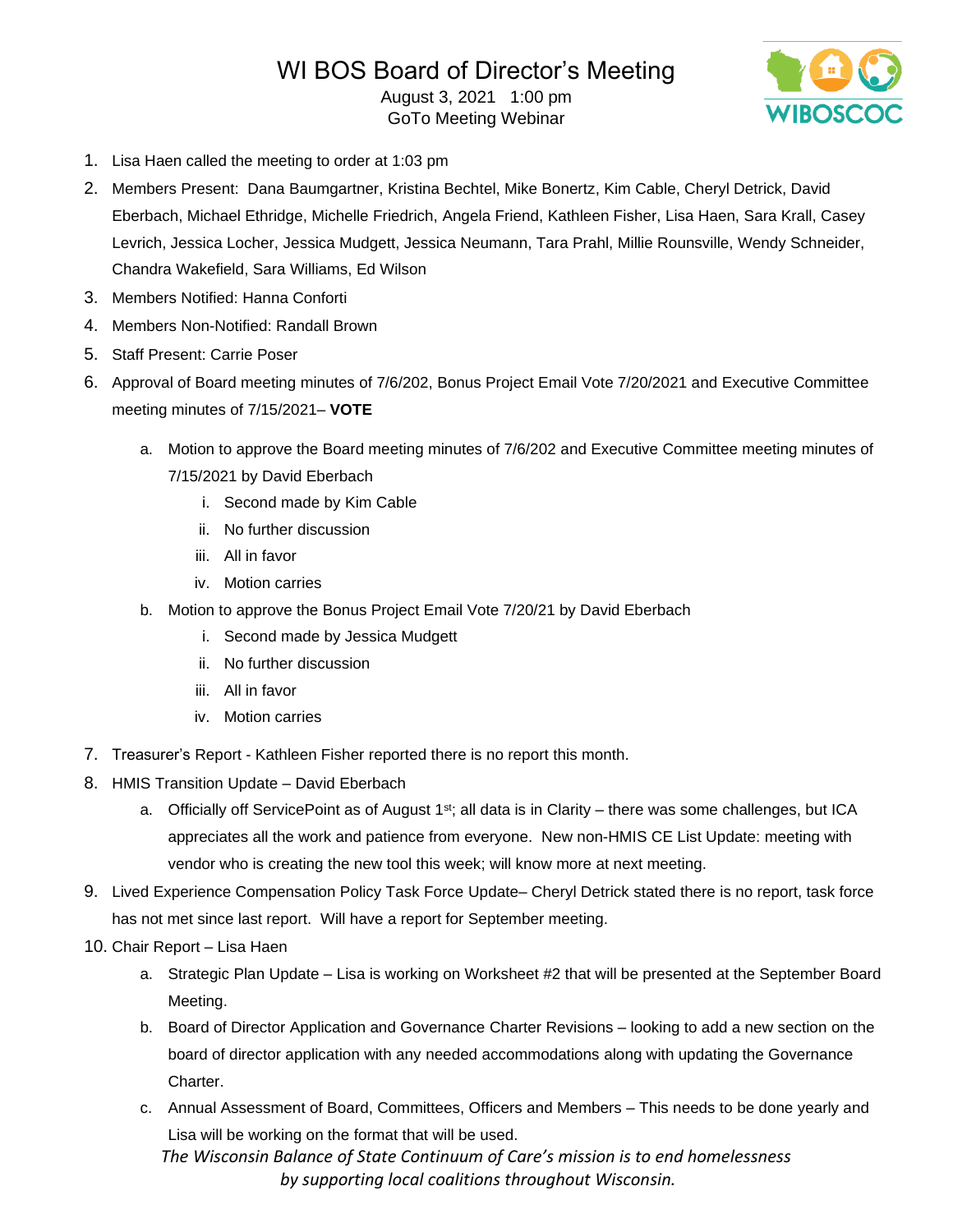# WI BOS Board of Director's Meeting

August 3, 2021 1:00 pm
GoTo Meeting Webinar

1. Lisa Haen called the meeting to order at 1:03 pm
2. Members Present: Dana Baumgartner, Kristina Bechtel, Mike Bonertz, Kim Cable, Cheryl Detrick, David Eberbach, Michael Ethridge, Michelle Friedrich, Angela Friend, Kathleen Fisher, Lisa Haen, Sara Krall, Casey Levrich, Jessica Locher, Jessica Mudgett, Jessica Neumann, Tara Prahl, Millie Rounsville, Wendy Schneider, Chandra Wakefield, Sara Williams, Ed Wilson
3. Members Notified: Hanna Conforti
4. Members Non-Notified: Randall Brown
5. Staff Present: Carrie Poser
6. Approval of Board meeting minutes of 7/6/202, Bonus Project Email Vote 7/20/2021 and Executive Committee meeting minutes of 7/15/2021– **VOTE**
   a. Motion to approve the Board meeting minutes of 7/6/202 and Executive Committee meeting minutes of 7/15/2021 by David Eberbach
      i. Second made by Kim Cable
      ii. No further discussion
      iii. All in favor
      iv. Motion carries
   b. Motion to approve the Bonus Project Email Vote 7/20/21 by David Eberbach
      i. Second made by Jessica Mudgett
      ii. No further discussion
      iii. All in favor
      iv. Motion carries
7. Treasurer's Report - Kathleen Fisher reported there is no report this month.
8. HMIS Transition Update – David Eberbach
   a. Officially off ServicePoint as of August 1st; all data is in Clarity – there was some challenges, but ICA appreciates all the work and patience from everyone. New non-HMIS CE List Update: meeting with vendor who is creating the new tool this week; will know more at next meeting.
9. Lived Experience Compensation Policy Task Force Update– Cheryl Detrick stated there is no report, task force has not met since last report. Will have a report for September meeting.
10. Chair Report – Lisa Haen
    a. Strategic Plan Update – Lisa is working on Worksheet #2 that will be presented at the September Board Meeting.
    b. Board of Director Application and Governance Charter Revisions – looking to add a new section on the board of director application with any needed accommodations along with updating the Governance Charter.
    c. Annual Assessment of Board, Committees, Officers and Members – This needs to be done yearly and Lisa will be working on the format that will be used.

*The Wisconsin Balance of State Continuum of Care's mission is to end homelessness by supporting local coalitions throughout Wisconsin.*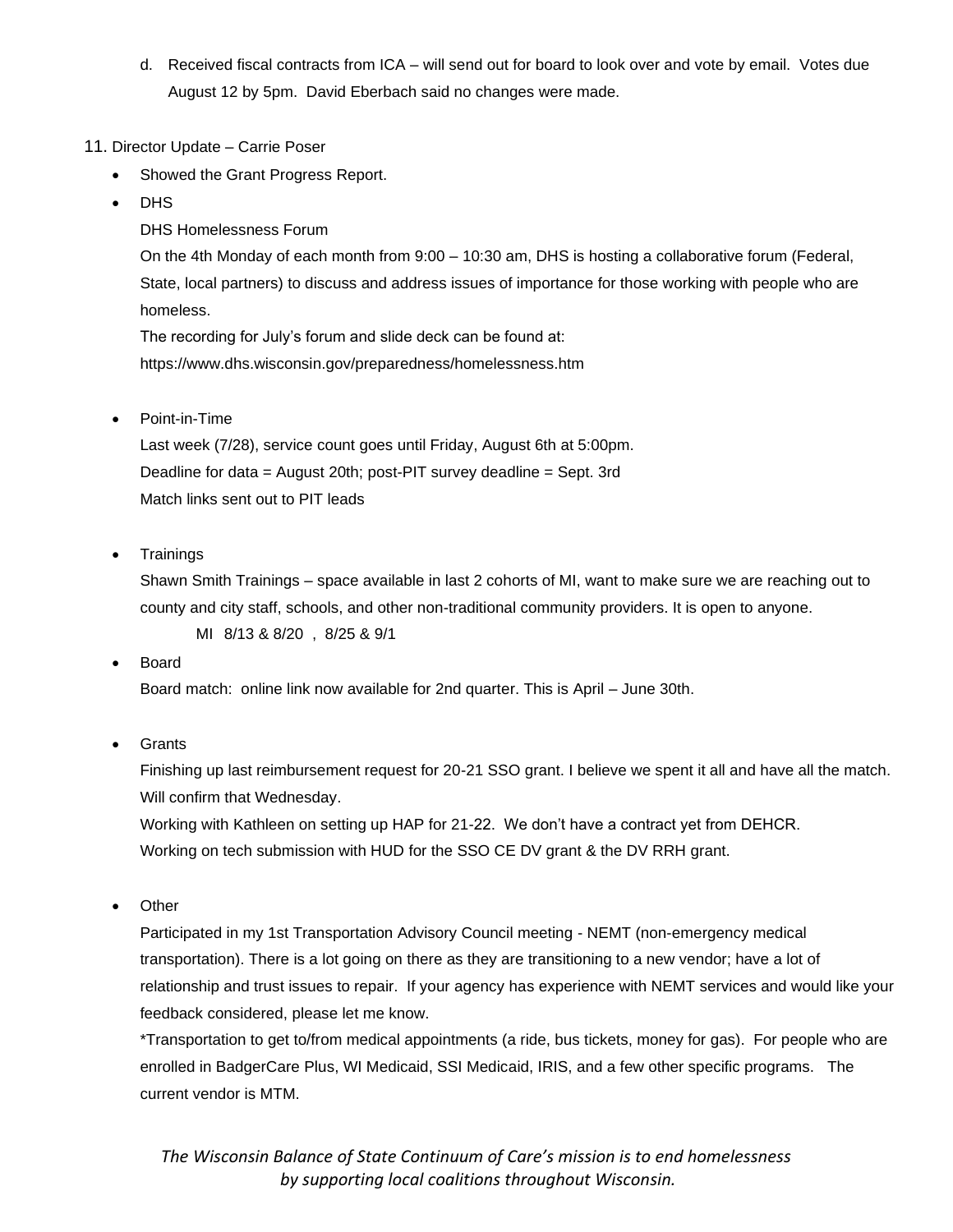d. Received fiscal contracts from ICA – will send out for board to look over and vote by email. Votes due August 12 by 5pm. David Eberbach said no changes were made.

11. Director Update – Carrie Poser

- Showed the Grant Progress Report.
- DHS

  DHS Homelessness Forum

  On the 4th Monday of each month from 9:00 – 10:30 am, DHS is hosting a collaborative forum (Federal, State, local partners) to discuss and address issues of importance for those working with people who are homeless.

  The recording for July's forum and slide deck can be found at: https://www.dhs.wisconsin.gov/preparedness/homelessness.htm

- Point-in-Time

  Last week (7/28), service count goes until Friday, August 6th at 5:00pm.

  Deadline for data = August 20th; post-PIT survey deadline = Sept. 3rd

  Match links sent out to PIT leads

- Trainings

  Shawn Smith Trainings – space available in last 2 cohorts of MI, want to make sure we are reaching out to county and city staff, schools, and other non-traditional community providers. It is open to anyone.

  MI 8/13 & 8/20 , 8/25 & 9/1

- Board

  Board match: online link now available for 2nd quarter. This is April – June 30th.

- Grants

  Finishing up last reimbursement request for 20-21 SSO grant. I believe we spent it all and have all the match. Will confirm that Wednesday.

  Working with Kathleen on setting up HAP for 21-22. We don't have a contract yet from DEHCR.

  Working on tech submission with HUD for the SSO CE DV grant & the DV RRH grant.

- Other

  Participated in my 1st Transportation Advisory Council meeting - NEMT (non-emergency medical transportation). There is a lot going on there as they are transitioning to a new vendor; have a lot of relationship and trust issues to repair. If your agency has experience with NEMT services and would like your feedback considered, please let me know.

  *Transportation to get to/from medical appointments (a ride, bus tickets, money for gas). For people who are enrolled in BadgerCare Plus, WI Medicaid, SSI Medicaid, IRIS, and a few other specific programs. The current vendor is MTM.

*The Wisconsin Balance of State Continuum of Care's mission is to end homelessness by supporting local coalitions throughout Wisconsin.*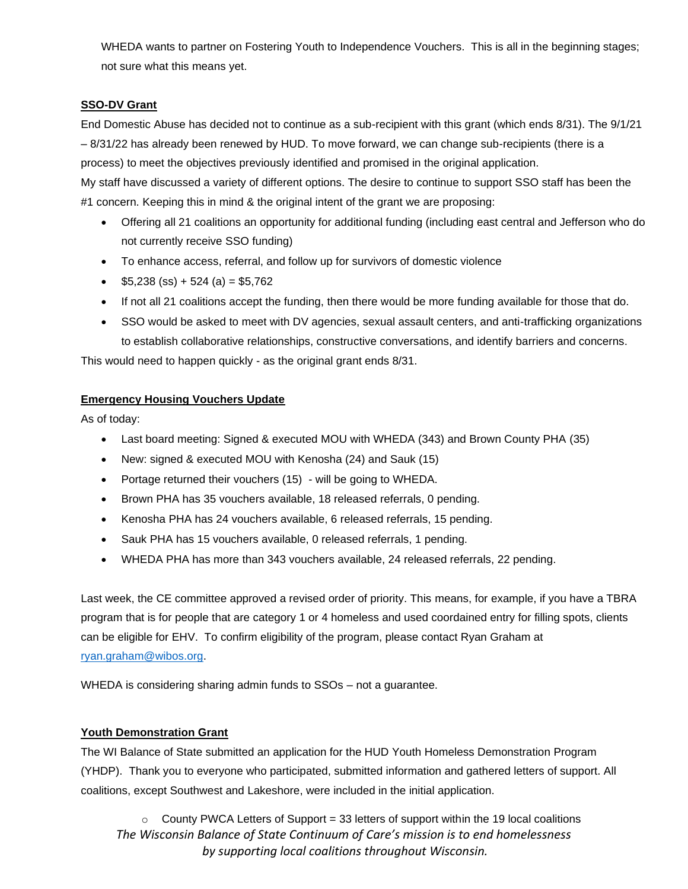WHEDA wants to partner on Fostering Youth to Independence Vouchers. This is all in the beginning stages; not sure what this means yet.

**SSO-DV Grant**

End Domestic Abuse has decided not to continue as a sub-recipient with this grant (which ends 8/31). The 9/1/21 – 8/31/22 has already been renewed by HUD. To move forward, we can change sub-recipients (there is a process) to meet the objectives previously identified and promised in the original application.

My staff have discussed a variety of different options. The desire to continue to support SSO staff has been the #1 concern. Keeping this in mind & the original intent of the grant we are proposing:

- Offering all 21 coalitions an opportunity for additional funding (including east central and Jefferson who do not currently receive SSO funding)
- To enhance access, referral, and follow up for survivors of domestic violence
- $5,238 (ss) + 524 (a) = $5,762
- If not all 21 coalitions accept the funding, then there would be more funding available for those that do.
- SSO would be asked to meet with DV agencies, sexual assault centers, and anti-trafficking organizations to establish collaborative relationships, constructive conversations, and identify barriers and concerns.

This would need to happen quickly - as the original grant ends 8/31.

**Emergency Housing Vouchers Update**

As of today:

- Last board meeting: Signed & executed MOU with WHEDA (343) and Brown County PHA (35)
- New: signed & executed MOU with Kenosha (24) and Sauk (15)
- Portage returned their vouchers (15) - will be going to WHEDA.
- Brown PHA has 35 vouchers available, 18 released referrals, 0 pending.
- Kenosha PHA has 24 vouchers available, 6 released referrals, 15 pending.
- Sauk PHA has 15 vouchers available, 0 released referrals, 1 pending.
- WHEDA PHA has more than 343 vouchers available, 24 released referrals, 22 pending.

Last week, the CE committee approved a revised order of priority. This means, for example, if you have a TBRA program that is for people that are category 1 or 4 homeless and used coordained entry for filling spots, clients can be eligible for EHV. To confirm eligibility of the program, please contact Ryan Graham at ryan.graham@wibos.org.

WHEDA is considering sharing admin funds to SSOs – not a guarantee.

**Youth Demonstration Grant**

The WI Balance of State submitted an application for the HUD Youth Homeless Demonstration Program (YHDP). Thank you to everyone who participated, submitted information and gathered letters of support. All coalitions, except Southwest and Lakeshore, were included in the initial application.

- County PWCA Letters of Support = 33 letters of support within the 19 local coalitions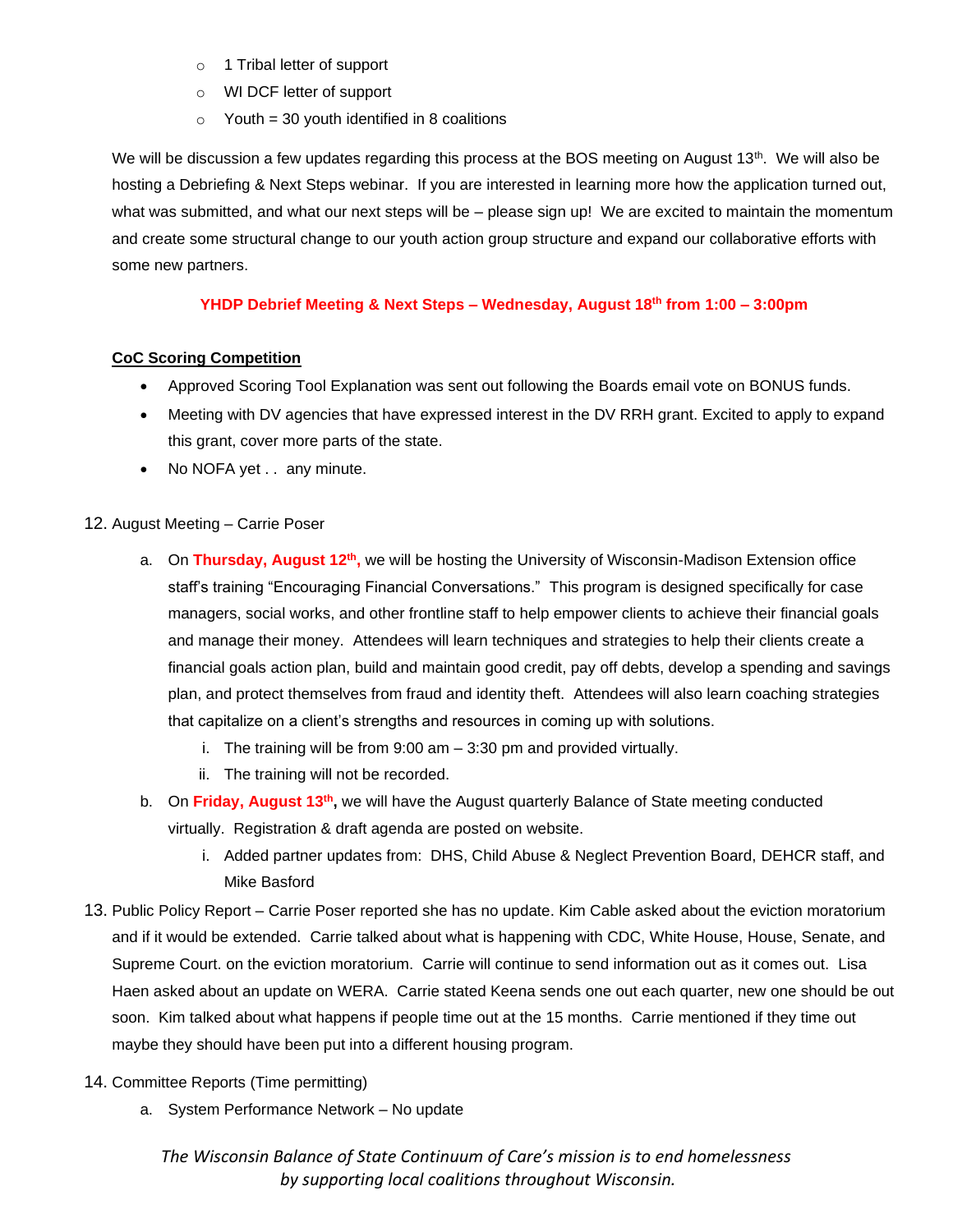- 1 Tribal letter of support
- WI DCF letter of support
- Youth = 30 youth identified in 8 coalitions

We will be discussion a few updates regarding this process at the BOS meeting on August 13th. We will also be hosting a Debriefing & Next Steps webinar. If you are interested in learning more how the application turned out, what was submitted, and what our next steps will be – please sign up! We are excited to maintain the momentum and create some structural change to our youth action group structure and expand our collaborative efforts with some new partners.

**YHDP Debrief Meeting & Next Steps – Wednesday, August 18th from 1:00 – 3:00pm**

**CoC Scoring Competition**

- Approved Scoring Tool Explanation was sent out following the Boards email vote on BONUS funds.
- Meeting with DV agencies that have expressed interest in the DV RRH grant. Excited to apply to expand this grant, cover more parts of the state.
- No NOFA yet . . any minute.

12. August Meeting – Carrie Poser
    a. On **Thursday, August 12th,** we will be hosting the University of Wisconsin-Madison Extension office staff's training "Encouraging Financial Conversations." This program is designed specifically for case managers, social works, and other frontline staff to help empower clients to achieve their financial goals and manage their money. Attendees will learn techniques and strategies to help their clients create a financial goals action plan, build and maintain good credit, pay off debts, develop a spending and savings plan, and protect themselves from fraud and identity theft. Attendees will also learn coaching strategies that capitalize on a client's strengths and resources in coming up with solutions.
        i. The training will be from 9:00 am – 3:30 pm and provided virtually.
        ii. The training will not be recorded.
    b. On **Friday, August 13th,** we will have the August quarterly Balance of State meeting conducted virtually. Registration & draft agenda are posted on website.
        i. Added partner updates from: DHS, Child Abuse & Neglect Prevention Board, DEHCR staff, and Mike Basford
13. Public Policy Report – Carrie Poser reported she has no update. Kim Cable asked about the eviction moratorium and if it would be extended. Carrie talked about what is happening with CDC, White House, House, Senate, and Supreme Court. on the eviction moratorium. Carrie will continue to send information out as it comes out. Lisa Haen asked about an update on WERA. Carrie stated Keena sends one out each quarter, new one should be out soon. Kim talked about what happens if people time out at the 15 months. Carrie mentioned if they time out maybe they should have been put into a different housing program.
14. Committee Reports (Time permitting)
    a. System Performance Network – No update

*The Wisconsin Balance of State Continuum of Care's mission is to end homelessness by supporting local coalitions throughout Wisconsin.*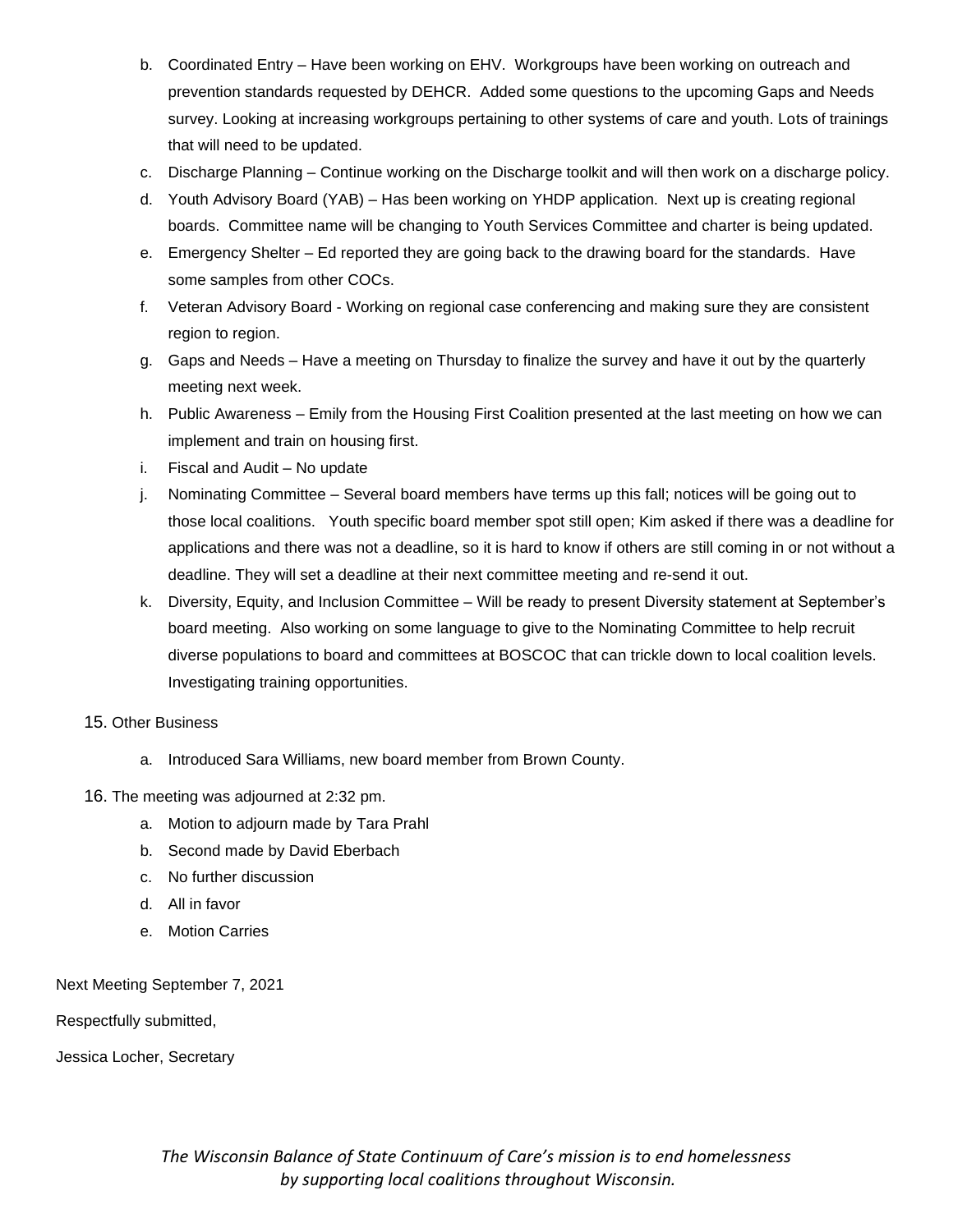b. Coordinated Entry – Have been working on EHV. Workgroups have been working on outreach and prevention standards requested by DEHCR. Added some questions to the upcoming Gaps and Needs survey. Looking at increasing workgroups pertaining to other systems of care and youth. Lots of trainings that will need to be updated.
c. Discharge Planning – Continue working on the Discharge toolkit and will then work on a discharge policy.
d. Youth Advisory Board (YAB) – Has been working on YHDP application. Next up is creating regional boards. Committee name will be changing to Youth Services Committee and charter is being updated.
e. Emergency Shelter – Ed reported they are going back to the drawing board for the standards. Have some samples from other COCs.
f. Veteran Advisory Board - Working on regional case conferencing and making sure they are consistent region to region.
g. Gaps and Needs – Have a meeting on Thursday to finalize the survey and have it out by the quarterly meeting next week.
h. Public Awareness – Emily from the Housing First Coalition presented at the last meeting on how we can implement and train on housing first.
i. Fiscal and Audit – No update
j. Nominating Committee – Several board members have terms up this fall; notices will be going out to those local coalitions. Youth specific board member spot still open; Kim asked if there was a deadline for applications and there was not a deadline, so it is hard to know if others are still coming in or not without a deadline. They will set a deadline at their next committee meeting and re-send it out.
k. Diversity, Equity, and Inclusion Committee – Will be ready to present Diversity statement at September's board meeting. Also working on some language to give to the Nominating Committee to help recruit diverse populations to board and committees at BOSCOC that can trickle down to local coalition levels. Investigating training opportunities.

15. Other Business

a. Introduced Sara Williams, new board member from Brown County.

16. The meeting was adjourned at 2:32 pm.

a. Motion to adjourn made by Tara Prahl
b. Second made by David Eberbach
c. No further discussion
d. All in favor
e. Motion Carries

Next Meeting September 7, 2021

Respectfully submitted,

Jessica Locher, Secretary

*The Wisconsin Balance of State Continuum of Care's mission is to end homelessness by supporting local coalitions throughout Wisconsin.*